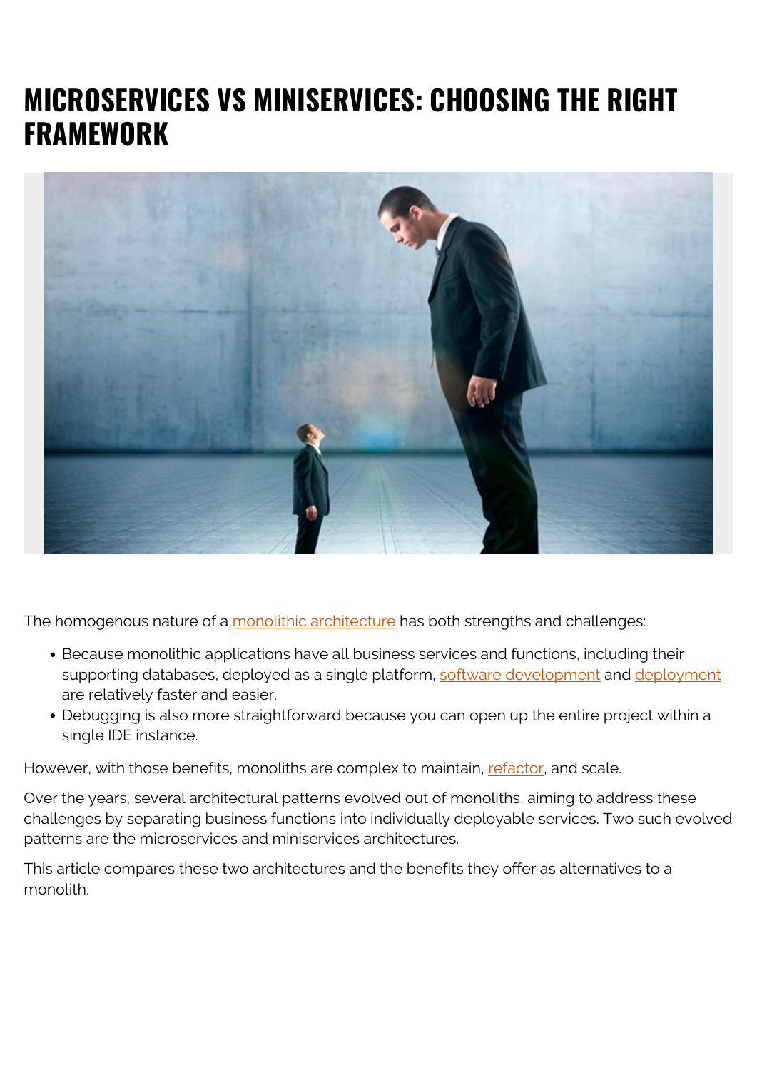# MICROSERVICES VS MINISERVICES: CHOOSING THE RIGHT FRAMEWORK

The homogenous nature of a monolithic architecture has both strengths and challenges:

- Because monolithic applications have all business services and functions, including their supporting databases, deployed as a single platform, software development and deployment are relatively faster and easier.
- Debugging is also more straightforward because you can open up the entire project within a single IDE instance.

However, with those benefits, monoliths are complex to maintain, refactor, and scale.

Over the years, several architectural patterns evolved out of monoliths, aiming to address these challenges by separating business functions into individually deployable services. Two such evolved patterns are the microservices and miniservices architectures.

This article compares these two architectures and the benefits they offer as alternatives to a monolith.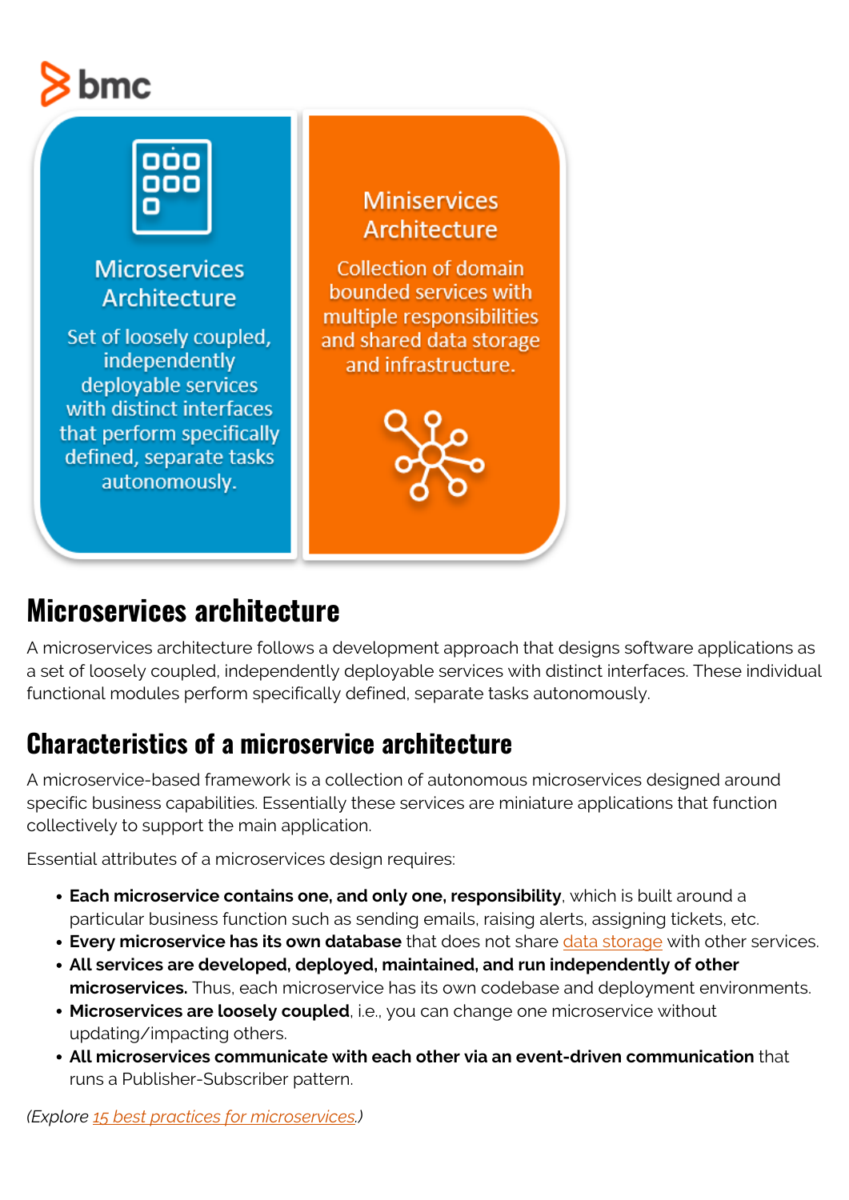## Microservices architecture

A microservices architecture follows a development approach that designs software applications as a set of loosely coupled, independently deployable services with distinct interfaces. These individual functional modules perform specifically defined, separate tasks autonomously.

## Characteristics of a microservice architecture

A microservice-based framework is a collection of autonomous microservices designed around specific business capabilities. Essentially these services are miniature applications that function collectively to support the main application.

Essential attributes of a microservices design requires:

- **Each microservice contains one, and only one, responsibility**, which is built around a particular business function such as sending emails, raising alerts, assigning tickets, etc.
- **Every microservice has its own database** that does not share data storage with other services.
- **All services are developed, deployed, maintained, and run independently of other microservices.** Thus, each microservice has its own codebase and deployment environments.
- **Microservices are loosely coupled**, i.e., you can change one microservice without updating/impacting others.
- **All microservices communicate with each other via an event-driven communication** that runs a Publisher-Subscriber pattern.

*(Explore 15 best practices for microservices.)*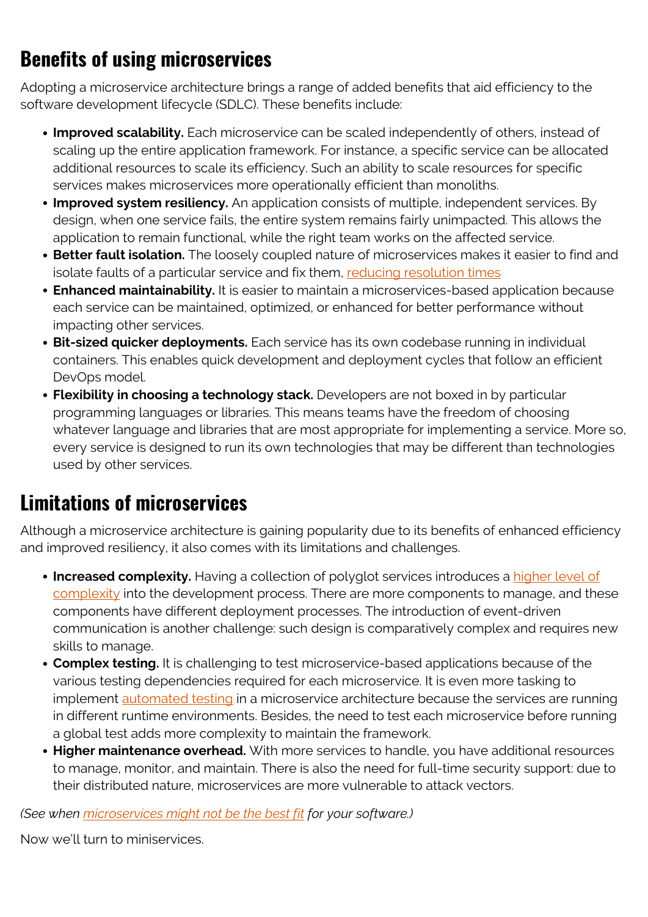## Benefits of using microservices

Adopting a microservice architecture brings a range of added benefits that aid efficiency to the software development lifecycle (SDLC). These benefits include:

- **Improved scalability.** Each microservice can be scaled independently of others, instead of scaling up the entire application framework. For instance, a specific service can be allocated additional resources to scale its efficiency. Such an ability to scale resources for specific services makes microservices more operationally efficient than monoliths.
- **Improved system resiliency.** An application consists of multiple, independent services. By design, when one service fails, the entire system remains fairly unimpacted. This allows the application to remain functional, while the right team works on the affected service.
- **Better fault isolation.** The loosely coupled nature of microservices makes it easier to find and isolate faults of a particular service and fix them, reducing resolution times
- **Enhanced maintainability.** It is easier to maintain a microservices-based application because each service can be maintained, optimized, or enhanced for better performance without impacting other services.
- **Bit-sized quicker deployments.** Each service has its own codebase running in individual containers. This enables quick development and deployment cycles that follow an efficient DevOps model.
- **Flexibility in choosing a technology stack.** Developers are not boxed in by particular programming languages or libraries. This means teams have the freedom of choosing whatever language and libraries that are most appropriate for implementing a service. More so, every service is designed to run its own technologies that may be different than technologies used by other services.

## Limitations of microservices

Although a microservice architecture is gaining popularity due to its benefits of enhanced efficiency and improved resiliency, it also comes with its limitations and challenges.

- **Increased complexity.** Having a collection of polyglot services introduces a higher level of complexity into the development process. There are more components to manage, and these components have different deployment processes. The introduction of event-driven communication is another challenge: such design is comparatively complex and requires new skills to manage.
- **Complex testing.** It is challenging to test microservice-based applications because of the various testing dependencies required for each microservice. It is even more tasking to implement automated testing in a microservice architecture because the services are running in different runtime environments. Besides, the need to test each microservice before running a global test adds more complexity to maintain the framework.
- **Higher maintenance overhead.** With more services to handle, you have additional resources to manage, monitor, and maintain. There is also the need for full-time security support: due to their distributed nature, microservices are more vulnerable to attack vectors.

*(See when microservices might not be the best fit for your software.)*

Now we'll turn to miniservices.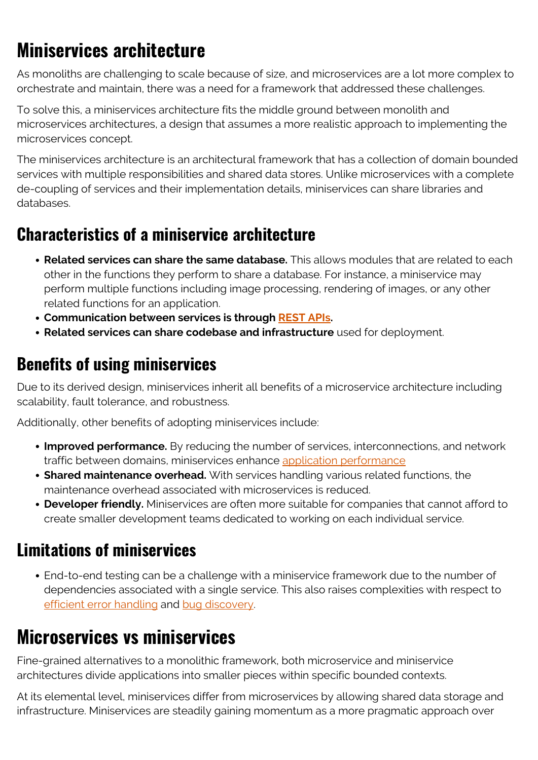# Miniservices architecture

As monoliths are challenging to scale because of size, and microservices are a lot more complex to orchestrate and maintain, there was a need for a framework that addressed these challenges.

To solve this, a miniservices architecture fits the middle ground between monolith and microservices architectures, a design that assumes a more realistic approach to implementing the microservices concept.

The miniservices architecture is an architectural framework that has a collection of domain bounded services with multiple responsibilities and shared data stores. Unlike microservices with a complete de-coupling of services and their implementation details, miniservices can share libraries and databases.

## Characteristics of a miniservice architecture

- **Related services can share the same database.** This allows modules that are related to each other in the functions they perform to share a database. For instance, a miniservice may perform multiple functions including image processing, rendering of images, or any other related functions for an application.
- **Communication between services is through REST APIs.**
- **Related services can share codebase and infrastructure** used for deployment.

## Benefits of using miniservices

Due to its derived design, miniservices inherit all benefits of a microservice architecture including scalability, fault tolerance, and robustness.

Additionally, other benefits of adopting miniservices include:

- **Improved performance.** By reducing the number of services, interconnections, and network traffic between domains, miniservices enhance application performance
- **Shared maintenance overhead.** With services handling various related functions, the maintenance overhead associated with microservices is reduced.
- **Developer friendly.** Miniservices are often more suitable for companies that cannot afford to create smaller development teams dedicated to working on each individual service.

## Limitations of miniservices

- End-to-end testing can be a challenge with a miniservice framework due to the number of dependencies associated with a single service. This also raises complexities with respect to efficient error handling and bug discovery.

# Microservices vs miniservices

Fine-grained alternatives to a monolithic framework, both microservice and miniservice architectures divide applications into smaller pieces within specific bounded contexts.

At its elemental level, miniservices differ from microservices by allowing shared data storage and infrastructure. Miniservices are steadily gaining momentum as a more pragmatic approach over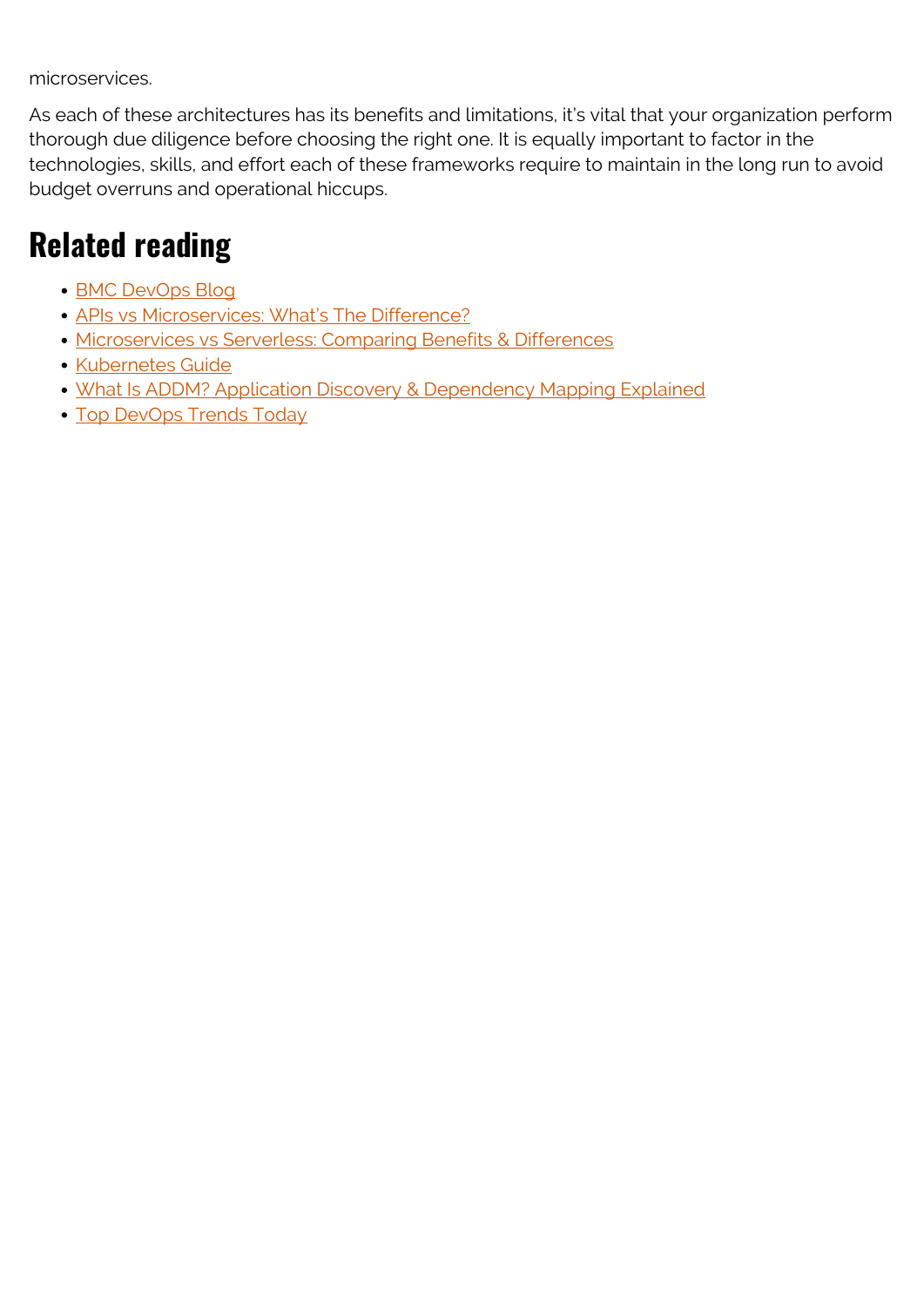microservices.

As each of these architectures has its benefits and limitations, it's vital that your organization perform thorough due diligence before choosing the right one. It is equally important to factor in the technologies, skills, and effort each of these frameworks require to maintain in the long run to avoid budget overruns and operational hiccups.

## Related reading

- BMC DevOps Blog
- APIs vs Microservices: What's The Difference?
- Microservices vs Serverless: Comparing Benefits & Differences
- Kubernetes Guide
- What Is ADDM? Application Discovery & Dependency Mapping Explained
- Top DevOps Trends Today